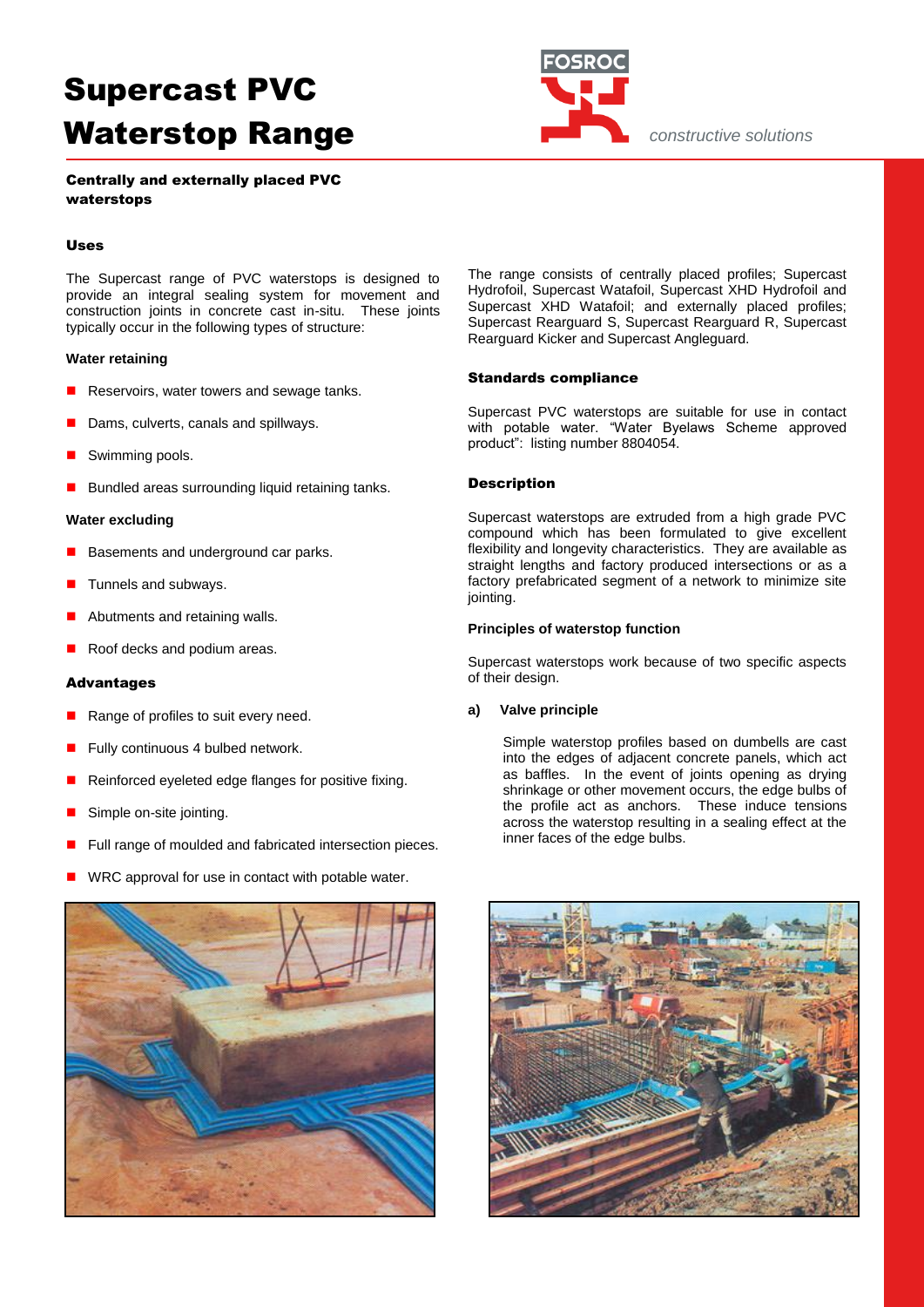# Supercast PVC Waterstop Range

*constructive solutions*

## Centrally and externally placed PVC waterstops

### Uses

The Supercast range of PVC waterstops is designed to provide an integral sealing system for movement and construction joints in concrete cast in-situ. These joints typically occur in the following types of structure:

**Water retaining**

- Reservoirs, water towers and sewage tanks.
- Dams, culverts, canals and spillways.
- Swimming pools.
- Bundled areas surrounding liquid retaining tanks.

**Water excluding**

- Basements and underground car parks.
- Tunnels and subways.
- Abutments and retaining walls.
- Roof decks and podium areas.

### Advantages

- Range of profiles to suit every need.
- Fully continuous 4 bulbed network.
- Reinforced eyeleted edge flanges for positive fixing.
- Simple on-site jointing.
- Full range of moulded and fabricated intersection pieces.
- WRC approval for use in contact with potable water.

The range consists of centrally placed profiles; Supercast Hydrofoil, Supercast Watafoil, Supercast XHD Hydrofoil and Supercast XHD Watafoil; and externally placed profiles; Supercast Rearguard S, Supercast Rearguard R, Supercast Rearguard Kicker and Supercast Angleguard.

### Standards compliance

Supercast PVC waterstops are suitable for use in contact with potable water. "Water Byelaws Scheme approved product": listing number 8804054.

### Description

Supercast waterstops are extruded from a high grade PVC compound which has been formulated to give excellent flexibility and longevity characteristics. They are available as straight lengths and factory produced intersections or as a factory prefabricated segment of a network to minimize site jointing.

**Principles of waterstop function**

Supercast waterstops work because of two specific aspects of their design.

**a) Valve principle**

Simple waterstop profiles based on dumbells are cast into the edges of adjacent concrete panels, which act as baffles. In the event of joints opening as drying shrinkage or other movement occurs, the edge bulbs of the profile act as anchors. These induce tensions across the waterstop resulting in a sealing effect at the inner faces of the edge bulbs.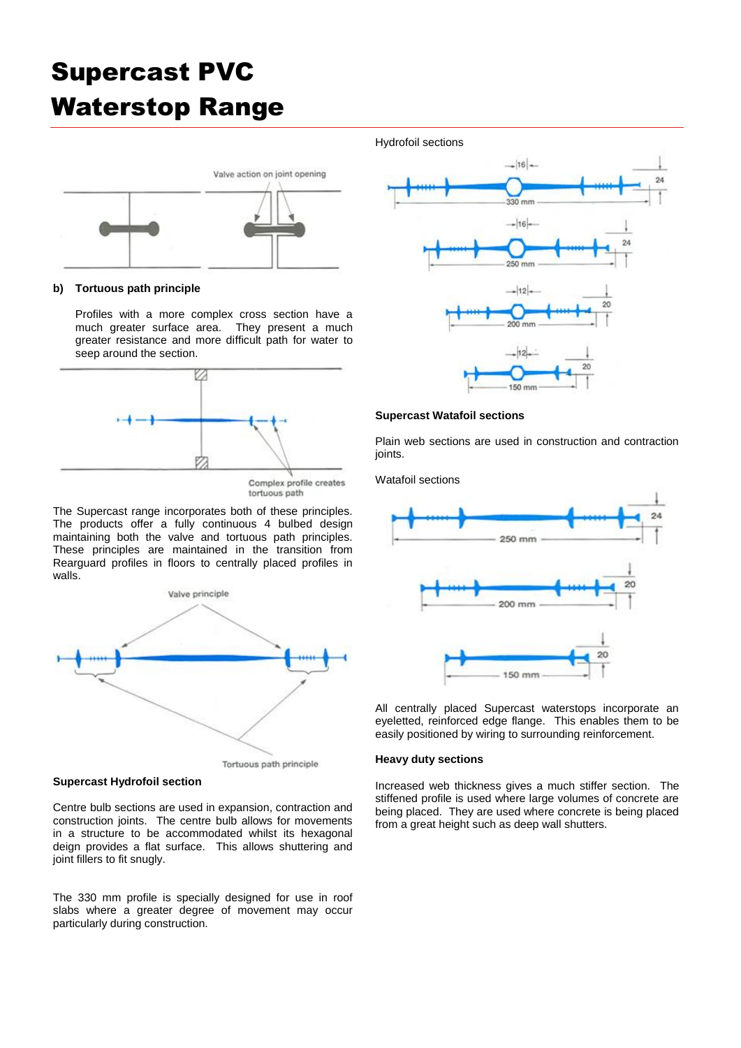# Supercast PVC Waterstop Range

Valve action on joint opening

**b) Tortuous path principle**

Profiles with a more complex cross section have a much greater surface area. They present a much greater resistance and more difficult path for water to seep around the section.

Complex profile creates tortuous path

The Supercast range incorporates both of these principles. The products offer a fully continuous 4 bulbed design maintaining both the valve and tortuous path principles. These principles are maintained in the transition from Rearguard profiles in floors to centrally placed profiles in walls.

Valve principle

Tortuous path principle

**Supercast Hydrofoil section**

Centre bulb sections are used in expansion, contraction and construction joints. The centre bulb allows for movements in a structure to be accommodated whilst its hexagonal deign provides a flat surface. This allows shuttering and joint fillers to fit snugly.

The 330 mm profile is specially designed for use in roof slabs where a greater degree of movement may occur particularly during construction.

Hydrofoil sections

16 | 24 | 330 mm

16 | 24 | 250 mm

12 | 20 | 200 mm

12 | 20 | 150 mm

**Supercast Watafoil sections**

Plain web sections are used in construction and contraction joints.

Watafoil sections

24 | 250 mm

20 | 200 mm

20 | 150 mm

All centrally placed Supercast waterstops incorporate an eyeletted, reinforced edge flange. This enables them to be easily positioned by wiring to surrounding reinforcement.

**Heavy duty sections**

Increased web thickness gives a much stiffer section. The stiffened profile is used where large volumes of concrete are being placed. They are used where concrete is being placed from a great height such as deep wall shutters.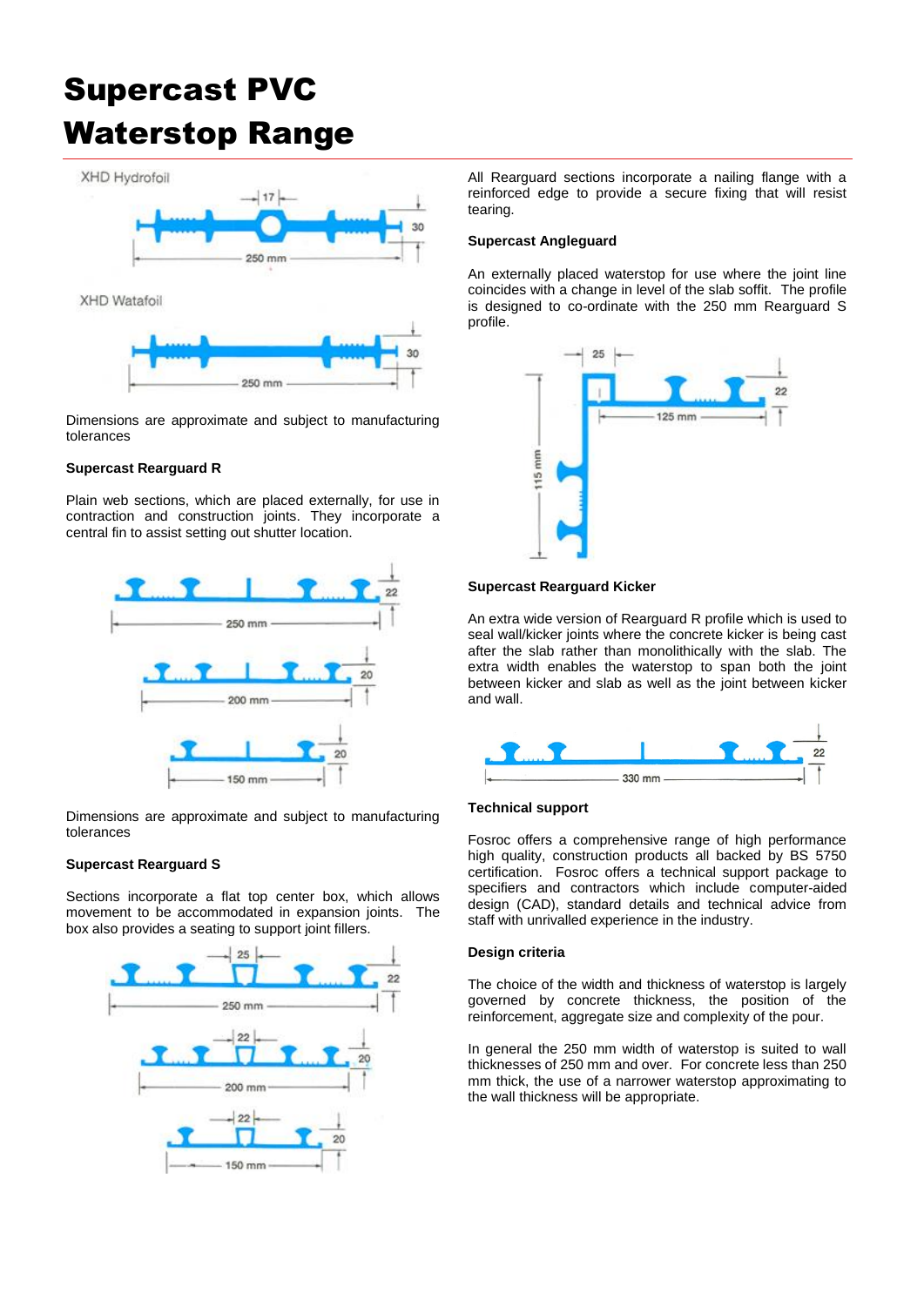# Supercast PVC Waterstop Range

XHD Hydrofoil

17

30

250 mm

XHD Watafoil

30

250 mm

Dimensions are approximate and subject to manufacturing tolerances

**Supercast Rearguard R**

Plain web sections, which are placed externally, for use in contraction and construction joints. They incorporate a central fin to assist setting out shutter location.

22

250 mm

20

200 mm

20

150 mm

Dimensions are approximate and subject to manufacturing tolerances

**Supercast Rearguard S**

Sections incorporate a flat top center box, which allows movement to be accommodated in expansion joints. The box also provides a seating to support joint fillers.

25

22

250 mm

22

20

200 mm

22

20

150 mm

All Rearguard sections incorporate a nailing flange with a reinforced edge to provide a secure fixing that will resist tearing.

**Supercast Angleguard**

An externally placed waterstop for use where the joint line coincides with a change in level of the slab soffit. The profile is designed to co-ordinate with the 250 mm Rearguard S profile.

25

22

125 mm

115 mm

**Supercast Rearguard Kicker**

An extra wide version of Rearguard R profile which is used to seal wall/kicker joints where the concrete kicker is being cast after the slab rather than monolithically with the slab. The extra width enables the waterstop to span both the joint between kicker and slab as well as the joint between kicker and wall.

22

330 mm

**Technical support**

Fosroc offers a comprehensive range of high performance high quality, construction products all backed by BS 5750 certification. Fosroc offers a technical support package to specifiers and contractors which include computer-aided design (CAD), standard details and technical advice from staff with unrivalled experience in the industry.

**Design criteria**

The choice of the width and thickness of waterstop is largely governed by concrete thickness, the position of the reinforcement, aggregate size and complexity of the pour.

In general the 250 mm width of waterstop is suited to wall thicknesses of 250 mm and over. For concrete less than 250 mm thick, the use of a narrower waterstop approximating to the wall thickness will be appropriate.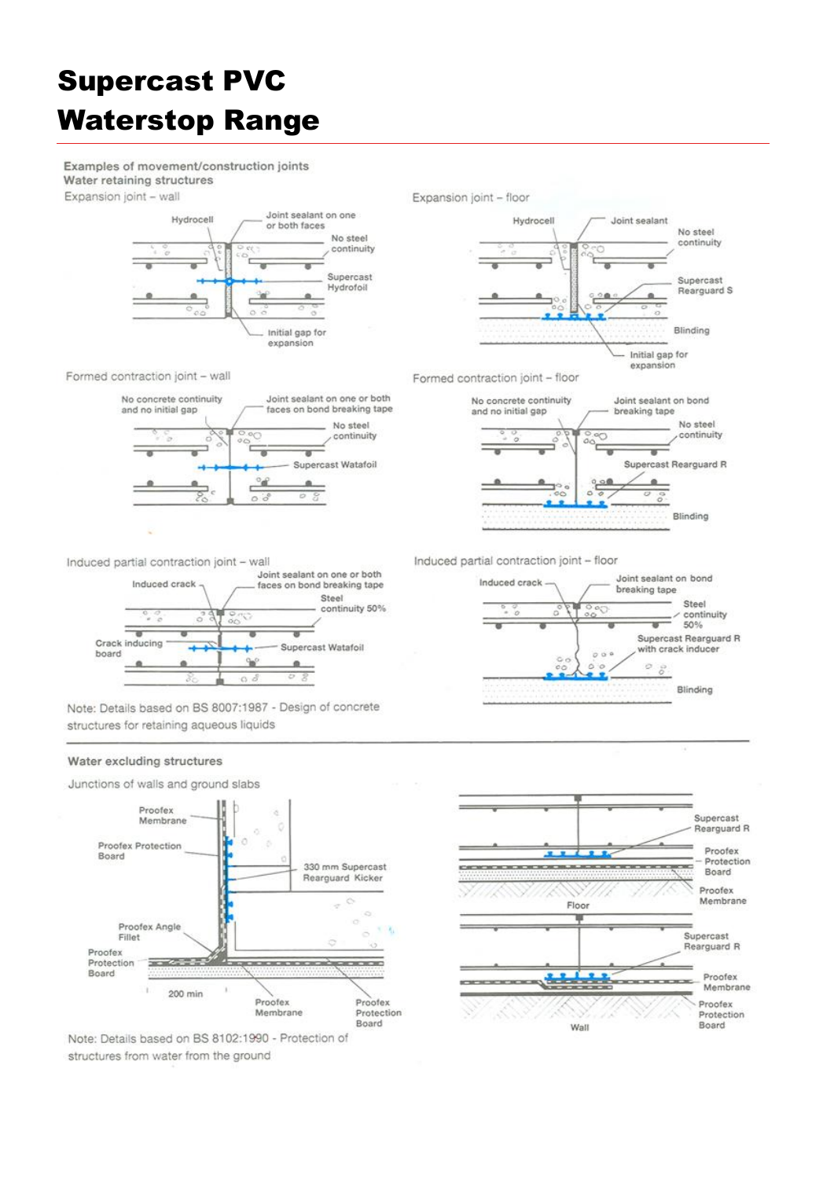# Supercast PVC Waterstop Range

### Examples of movement/construction joints

**Water retaining structures**

Expansion joint – wall

Hydrocell

Joint sealant on one or both faces

No steel continuity

Supercast Hydrofoil

Initial gap for expansion

Expansion joint – floor

Hydrocell

Joint sealant

No steel continuity

Supercast Rearguard S

Blinding

Initial gap for expansion

Formed contraction joint – wall

No concrete continuity and no initial gap

Joint sealant on one or both faces on bond breaking tape

No steel continuity

Supercast Watafoil

Formed contraction joint – floor

No concrete continuity and no initial gap

Joint sealant on bond breaking tape

No steel continuity

Supercast Rearguard R

Blinding

Induced partial contraction joint – wall

Induced crack

Joint sealant on one or both faces on bond breaking tape

Steel continuity 50%

Crack inducing board

Supercast Watafoil

Induced partial contraction joint – floor

Induced crack

Joint sealant on bond breaking tape

Steel continuity 50%

Supercast Rearguard R with crack inducer

Blinding

Note: Details based on BS 8007:1987 - Design of concrete structures for retaining aqueous liquids

**Water excluding structures**

Junctions of walls and ground slabs

Proofex Membrane

Proofex Protection Board

330 mm Supercast Rearguard Kicker

Proofex Angle Fillet

Proofex Protection Board

200 min

Proofex Membrane

Proofex Protection Board

Supercast Rearguard R

Proofex Protection Board

Proofex Membrane

Floor

Supercast Rearguard R

Proofex Membrane

Proofex Protection Board

Wall

Note: Details based on BS 8102:1990 - Protection of structures from water from the ground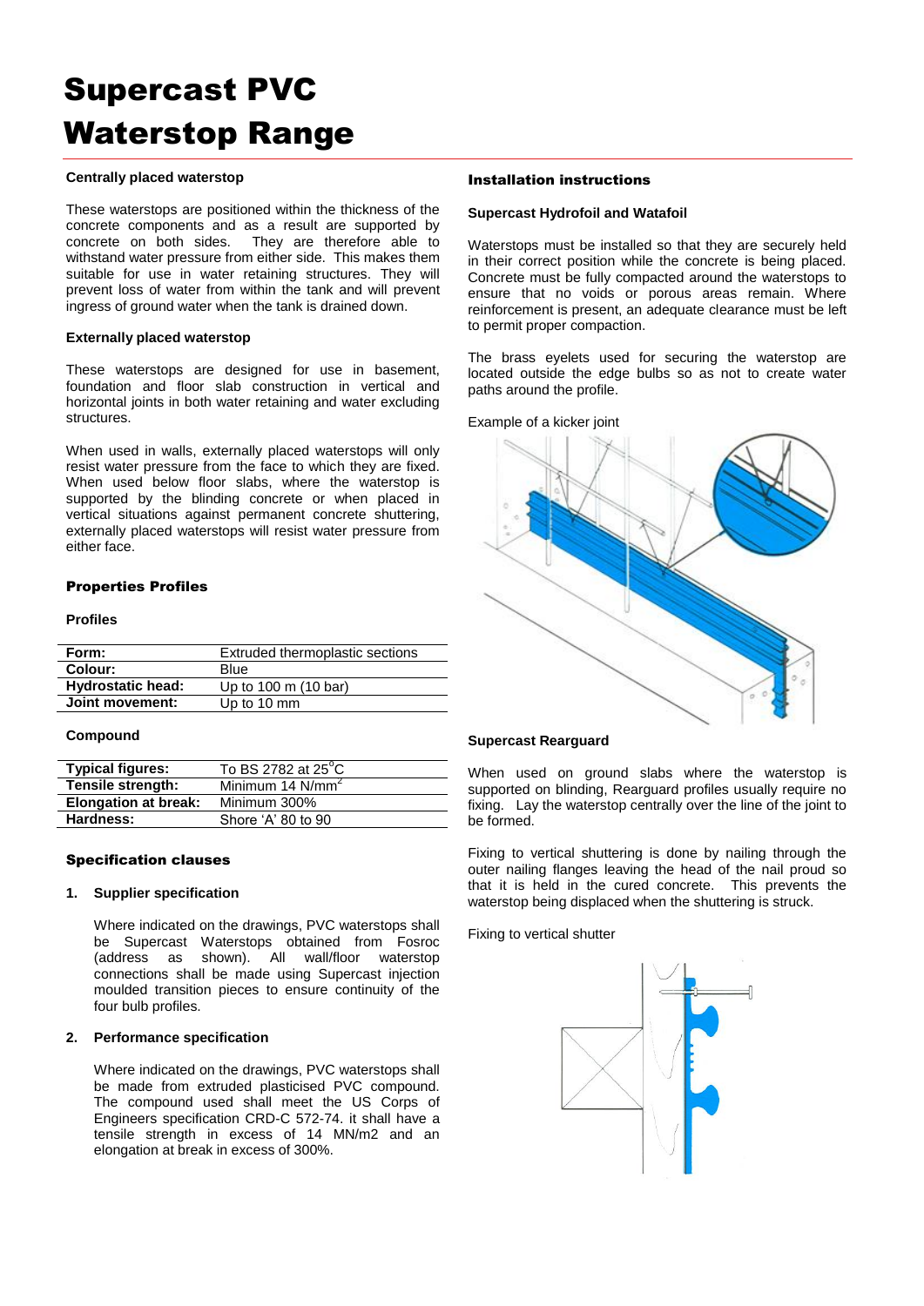# Supercast PVC Waterstop Range

### Centrally placed waterstop

These waterstops are positioned within the thickness of the concrete components and as a result are supported by concrete on both sides. They are therefore able to withstand water pressure from either side. This makes them suitable for use in water retaining structures. They will prevent loss of water from within the tank and will prevent ingress of ground water when the tank is drained down.

### Externally placed waterstop

These waterstops are designed for use in basement, foundation and floor slab construction in vertical and horizontal joints in both water retaining and water excluding structures.

When used in walls, externally placed waterstops will only resist water pressure from the face to which they are fixed. When used below floor slabs, where the waterstop is supported by the blinding concrete or when placed in vertical situations against permanent concrete shuttering, externally placed waterstops will resist water pressure from either face.

## Properties Profiles

### Profiles

| Form: | Extruded thermoplastic sections |
|---|---|
| Colour: | Blue |
| Hydrostatic head: | Up to 100 m (10 bar) |
| Joint movement: | Up to 10 mm |

### Compound

| Typical figures: | To BS 2782 at 25$^{\circ}$C |
|---|---|
| Tensile strength: | Minimum 14 N/mm$^2$ |
| Elongation at break: | Minimum 300% |
| Hardness: | Shore 'A' 80 to 90 |

## Specification clauses

1. **Supplier specification**

   Where indicated on the drawings, PVC waterstops shall be Supercast Waterstops obtained from Fosroc (address as shown). All wall/floor waterstop connections shall be made using Supercast injection moulded transition pieces to ensure continuity of the four bulb profiles.

2. **Performance specification**

   Where indicated on the drawings, PVC waterstops shall be made from extruded plasticised PVC compound. The compound used shall meet the US Corps of Engineers specification CRD-C 572-74. it shall have a tensile strength in excess of 14 MN/m2 and an elongation at break in excess of 300%.

## Installation instructions

### Supercast Hydrofoil and Watafoil

Waterstops must be installed so that they are securely held in their correct position while the concrete is being placed. Concrete must be fully compacted around the waterstops to ensure that no voids or porous areas remain. Where reinforcement is present, an adequate clearance must be left to permit proper compaction.

The brass eyelets used for securing the waterstop are located outside the edge bulbs so as not to create water paths around the profile.

Example of a kicker joint

### Supercast Rearguard

When used on ground slabs where the waterstop is supported on blinding, Rearguard profiles usually require no fixing. Lay the waterstop centrally over the line of the joint to be formed.

Fixing to vertical shuttering is done by nailing through the outer nailing flanges leaving the head of the nail proud so that it is held in the cured concrete. This prevents the waterstop being displaced when the shuttering is struck.

Fixing to vertical shutter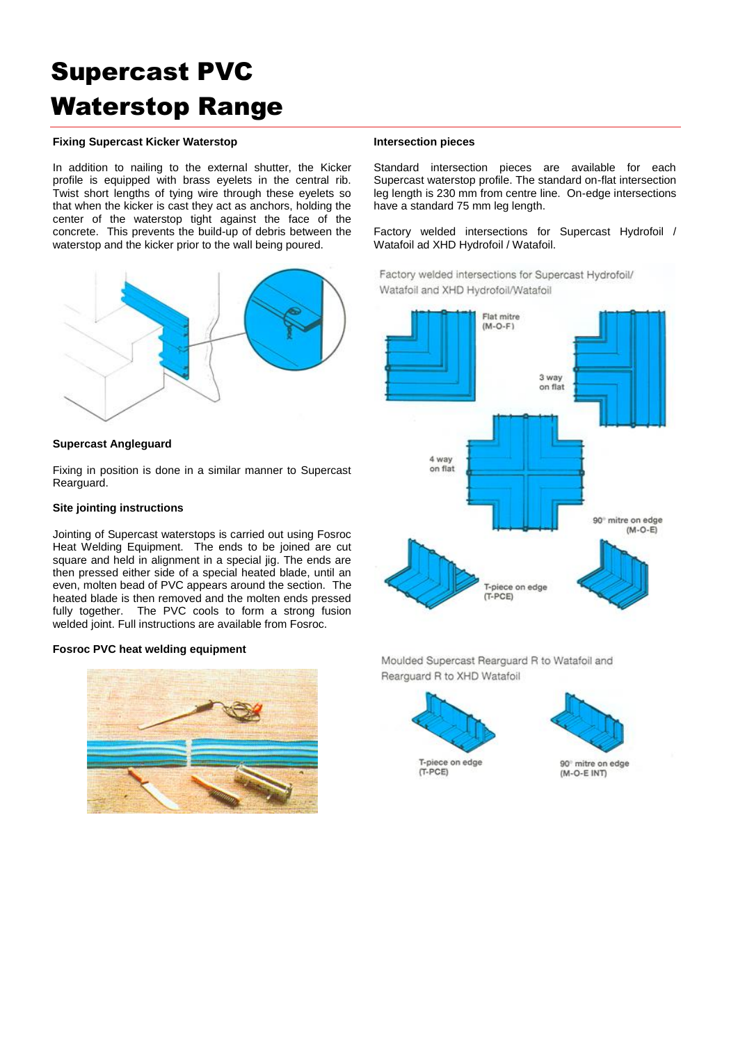# Supercast PVC Waterstop Range

### Fixing Supercast Kicker Waterstop

In addition to nailing to the external shutter, the Kicker profile is equipped with brass eyelets in the central rib. Twist short lengths of tying wire through these eyelets so that when the kicker is cast they act as anchors, holding the center of the waterstop tight against the face of the concrete. This prevents the build-up of debris between the waterstop and the kicker prior to the wall being poured.

### Supercast Angleguard

Fixing in position is done in a similar manner to Supercast Rearguard.

### Site jointing instructions

Jointing of Supercast waterstops is carried out using Fosroc Heat Welding Equipment. The ends to be joined are cut square and held in alignment in a special jig. The ends are then pressed either side of a special heated blade, until an even, molten bead of PVC appears around the section. The heated blade is then removed and the molten ends pressed fully together. The PVC cools to form a strong fusion welded joint. Full instructions are available from Fosroc.

### Fosroc PVC heat welding equipment

### Intersection pieces

Standard intersection pieces are available for each Supercast waterstop profile. The standard on-flat intersection leg length is 230 mm from centre line. On-edge intersections have a standard 75 mm leg length.

Factory welded intersections for Supercast Hydrofoil / Watafoil ad XHD Hydrofoil / Watafoil.

Factory welded intersections for Supercast Hydrofoil/ Watafoil and XHD Hydrofoil/Watafoil

Flat mitre (M-O-F)

3 way on flat

4 way on flat

90° mitre on edge (M-O-E)

T-piece on edge (T-PCE)

Moulded Supercast Rearguard R to Watafoil and Rearguard R to XHD Watafoil

T-piece on edge (T-PCE)

90° mitre on edge (M-O-E INT)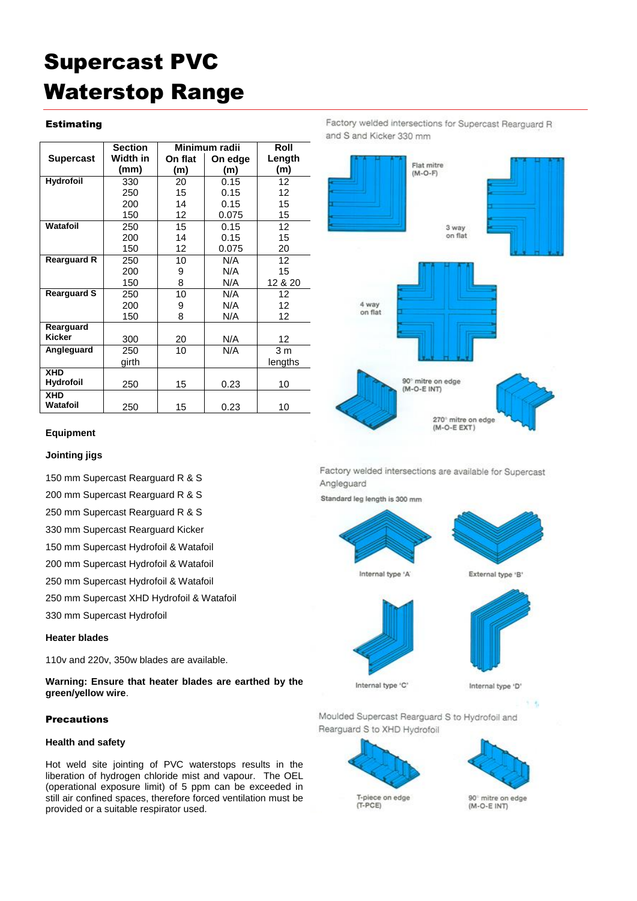# Supercast PVC Waterstop Range

### Estimating

| Supercast | Section Width in (mm) | Minimum radii On flat (m) | Minimum radii On edge (m) | Roll Length (m) |
|---|---|---|---|---|
| **Hydrofoil** | 330 | 20 | 0.15 | 12 |
| | 250 | 15 | 0.15 | 12 |
| | 200 | 14 | 0.15 | 15 |
| | 150 | 12 | 0.075 | 15 |
| **Watafoil** | 250 | 15 | 0.15 | 12 |
| | 200 | 14 | 0.15 | 15 |
| | 150 | 12 | 0.075 | 20 |
| **Rearguard R** | 250 | 10 | N/A | 12 |
| | 200 | 9 | N/A | 15 |
| | 150 | 8 | N/A | 12 & 20 |
| **Rearguard S** | 250 | 10 | N/A | 12 |
| | 200 | 9 | N/A | 12 |
| | 150 | 8 | N/A | 12 |
| **Rearguard Kicker** | 300 | 20 | N/A | 12 |
| **Angleguard** | 250 girth | 10 | N/A | 3 m lengths |
| **XHD Hydrofoil** | 250 | 15 | 0.23 | 10 |
| **XHD Watafoil** | 250 | 15 | 0.23 | 10 |

### Equipment

**Jointing jigs**

150 mm Supercast Rearguard R & S

200 mm Supercast Rearguard R & S

250 mm Supercast Rearguard R & S

330 mm Supercast Rearguard Kicker

150 mm Supercast Hydrofoil & Watafoil

200 mm Supercast Hydrofoil & Watafoil

250 mm Supercast Hydrofoil & Watafoil

250 mm Supercast XHD Hydrofoil & Watafoil

330 mm Supercast Hydrofoil

**Heater blades**

110v and 220v, 350w blades are available.

**Warning: Ensure that heater blades are earthed by the green/yellow wire**.

### Precautions

**Health and safety**

Hot weld site jointing of PVC waterstops results in the liberation of hydrogen chloride mist and vapour. The OEL (operational exposure limit) of 5 ppm can be exceeded in still air confined spaces, therefore forced ventilation must be provided or a suitable respirator used.

Factory welded intersections for Supercast Rearguard R and S and Kicker 330 mm

Flat mitre (M-O-F)

3 way on flat

4 way on flat

90° mitre on edge (M-O-E INT)

270° mitre on edge (M-O-E EXT)

Factory welded intersections are available for Supercast Angleguard

Standard leg length is 300 mm

Internal type 'A'

External type 'B'

Internal type 'C'

Internal type 'D'

Moulded Supercast Rearguard S to Hydrofoil and Rearguard S to XHD Hydrofoil

T-piece on edge (T-PCE)

90° mitre on edge (M-O-E INT)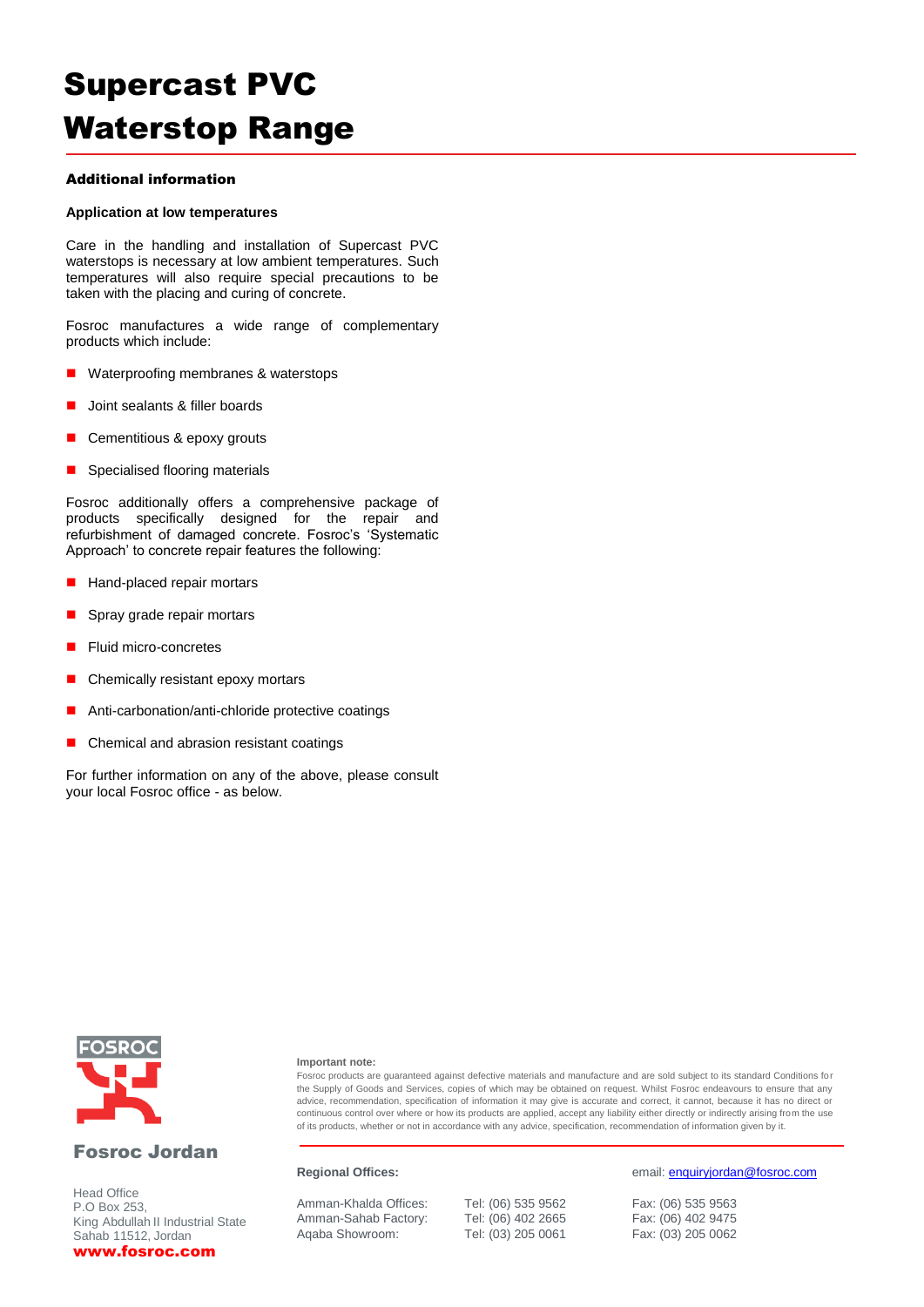# Supercast PVC Waterstop Range

## Additional information

### Application at low temperatures

Care in the handling and installation of Supercast PVC waterstops is necessary at low ambient temperatures. Such temperatures will also require special precautions to be taken with the placing and curing of concrete.

Fosroc manufactures a wide range of complementary products which include:

- Waterproofing membranes & waterstops
- Joint sealants & filler boards
- Cementitious & epoxy grouts
- Specialised flooring materials

Fosroc additionally offers a comprehensive package of products specifically designed for the repair and refurbishment of damaged concrete. Fosroc's 'Systematic Approach' to concrete repair features the following:

- Hand-placed repair mortars
- Spray grade repair mortars
- Fluid micro-concretes
- Chemically resistant epoxy mortars
- Anti-carbonation/anti-chloride protective coatings
- Chemical and abrasion resistant coatings

For further information on any of the above, please consult your local Fosroc office - as below.

**Important note:**
Fosroc products are guaranteed against defective materials and manufacture and are sold subject to its standard Conditions for the Supply of Goods and Services, copies of which may be obtained on request. Whilst Fosroc endeavours to ensure that any advice, recommendation, specification of information it may give is accurate and correct, it cannot, because it has no direct or continuous control over where or how its products are applied, accept any liability either directly or indirectly arising from the use of its products, whether or not in accordance with any advice, specification, recommendation of information given by it.

**Fosroc Jordan**

Head Office
P.O Box 253,
King Abdullah II Industrial State
Sahab 11512, Jordan
**www.fosroc.com**

**Regional Offices:**

email: enquiryjordan@fosroc.com

| | | |
|---|---|---|
| Amman-Khalda Offices: | Tel: (06) 535 9562 | Fax: (06) 535 9563 |
| Amman-Sahab Factory: | Tel: (06) 402 2665 | Fax: (06) 402 9475 |
| Aqaba Showroom: | Tel: (03) 205 0061 | Fax: (03) 205 0062 |